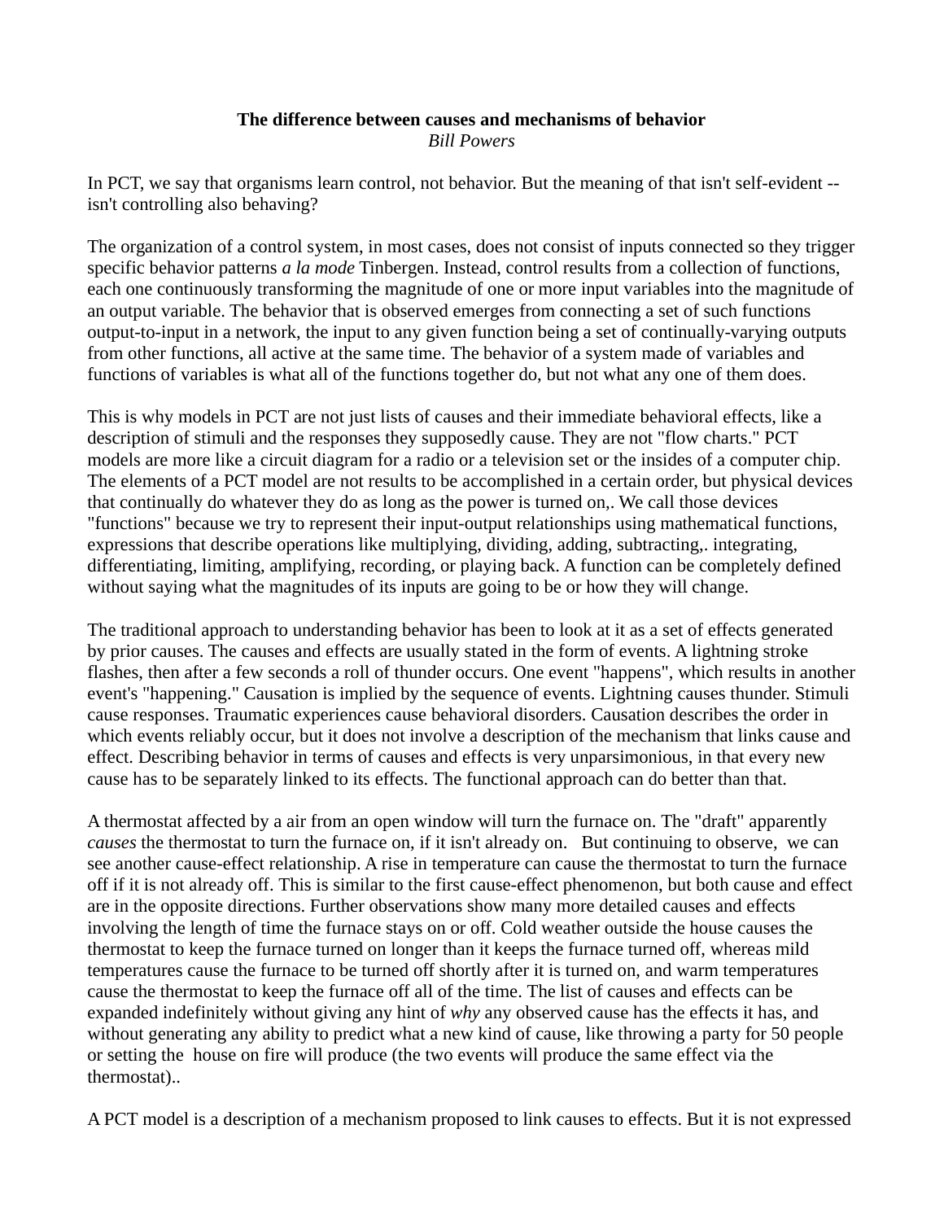**The difference between causes and mechanisms of behavior**
*Bill Powers*

In PCT, we say that organisms learn control, not behavior. But the meaning of that isn't self-evident -- isn't controlling also behaving?

The organization of a control system, in most cases, does not consist of inputs connected so they trigger specific behavior patterns *a la mode* Tinbergen. Instead, control results from a collection of functions, each one continuously transforming the magnitude of one or more input variables into the magnitude of an output variable. The behavior that is observed emerges from connecting a set of such functions output-to-input in a network, the input to any given function being a set of continually-varying outputs from other functions, all active at the same time. The behavior of a system made of variables and functions of variables is what all of the functions together do, but not what any one of them does.

This is why models in PCT are not just lists of causes and their immediate behavioral effects, like a description of stimuli and the responses they supposedly cause. They are not "flow charts." PCT models are more like a circuit diagram for a radio or a television set or the insides of a computer chip. The elements of a PCT model are not results to be accomplished in a certain order, but physical devices that continually do whatever they do as long as the power is turned on,. We call those devices "functions" because we try to represent their input-output relationships using mathematical functions, expressions that describe operations like multiplying, dividing, adding, subtracting,. integrating, differentiating, limiting, amplifying, recording, or playing back. A function can be completely defined without saying what the magnitudes of its inputs are going to be or how they will change.

The traditional approach to understanding behavior has been to look at it as a set of effects generated by prior causes. The causes and effects are usually stated in the form of events. A lightning stroke flashes, then after a few seconds a roll of thunder occurs. One event "happens", which results in another event's "happening." Causation is implied by the sequence of events. Lightning causes thunder. Stimuli cause responses. Traumatic experiences cause behavioral disorders. Causation describes the order in which events reliably occur, but it does not involve a description of the mechanism that links cause and effect. Describing behavior in terms of causes and effects is very unparsimonious, in that every new cause has to be separately linked to its effects. The functional approach can do better than that.

A thermostat affected by a air from an open window will turn the furnace on. The "draft" apparently *causes* the thermostat to turn the furnace on, if it isn't already on. But continuing to observe, we can see another cause-effect relationship. A rise in temperature can cause the thermostat to turn the furnace off if it is not already off. This is similar to the first cause-effect phenomenon, but both cause and effect are in the opposite directions. Further observations show many more detailed causes and effects involving the length of time the furnace stays on or off. Cold weather outside the house causes the thermostat to keep the furnace turned on longer than it keeps the furnace turned off, whereas mild temperatures cause the furnace to be turned off shortly after it is turned on, and warm temperatures cause the thermostat to keep the furnace off all of the time. The list of causes and effects can be expanded indefinitely without giving any hint of *why* any observed cause has the effects it has, and without generating any ability to predict what a new kind of cause, like throwing a party for 50 people or setting the house on fire will produce (the two events will produce the same effect via the thermostat)..

A PCT model is a description of a mechanism proposed to link causes to effects. But it is not expressed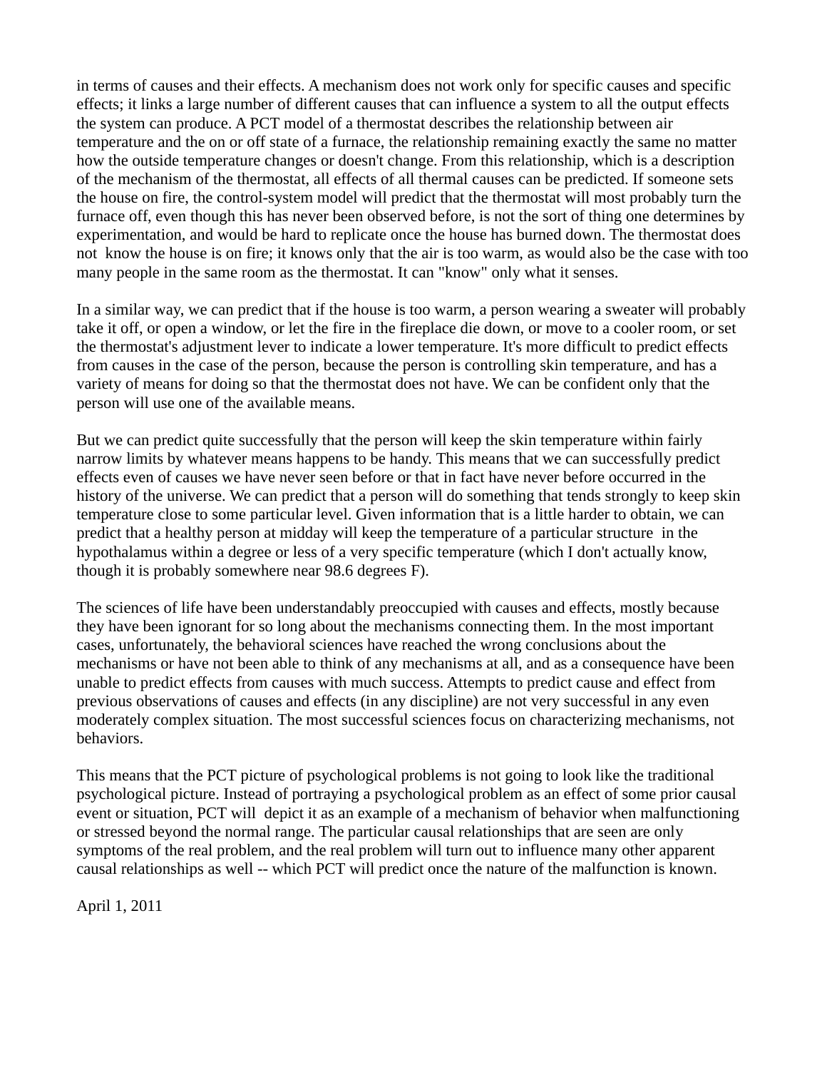in terms of causes and their effects. A mechanism does not work only for specific causes and specific effects; it links a large number of different causes that can influence a system to all the output effects the system can produce. A PCT model of a thermostat describes the relationship between air temperature and the on or off state of a furnace, the relationship remaining exactly the same no matter how the outside temperature changes or doesn't change. From this relationship, which is a description of the mechanism of the thermostat, all effects of all thermal causes can be predicted. If someone sets the house on fire, the control-system model will predict that the thermostat will most probably turn the furnace off, even though this has never been observed before, is not the sort of thing one determines by experimentation, and would be hard to replicate once the house has burned down. The thermostat does not know the house is on fire; it knows only that the air is too warm, as would also be the case with too many people in the same room as the thermostat. It can "know" only what it senses.

In a similar way, we can predict that if the house is too warm, a person wearing a sweater will probably take it off, or open a window, or let the fire in the fireplace die down, or move to a cooler room, or set the thermostat's adjustment lever to indicate a lower temperature. It's more difficult to predict effects from causes in the case of the person, because the person is controlling skin temperature, and has a variety of means for doing so that the thermostat does not have. We can be confident only that the person will use one of the available means.

But we can predict quite successfully that the person will keep the skin temperature within fairly narrow limits by whatever means happens to be handy. This means that we can successfully predict effects even of causes we have never seen before or that in fact have never before occurred in the history of the universe. We can predict that a person will do something that tends strongly to keep skin temperature close to some particular level. Given information that is a little harder to obtain, we can predict that a healthy person at midday will keep the temperature of a particular structure in the hypothalamus within a degree or less of a very specific temperature (which I don't actually know, though it is probably somewhere near 98.6 degrees F).

The sciences of life have been understandably preoccupied with causes and effects, mostly because they have been ignorant for so long about the mechanisms connecting them. In the most important cases, unfortunately, the behavioral sciences have reached the wrong conclusions about the mechanisms or have not been able to think of any mechanisms at all, and as a consequence have been unable to predict effects from causes with much success. Attempts to predict cause and effect from previous observations of causes and effects (in any discipline) are not very successful in any even moderately complex situation. The most successful sciences focus on characterizing mechanisms, not behaviors.

This means that the PCT picture of psychological problems is not going to look like the traditional psychological picture. Instead of portraying a psychological problem as an effect of some prior causal event or situation, PCT will depict it as an example of a mechanism of behavior when malfunctioning or stressed beyond the normal range. The particular causal relationships that are seen are only symptoms of the real problem, and the real problem will turn out to influence many other apparent causal relationships as well -- which PCT will predict once the nature of the malfunction is known.

April 1, 2011